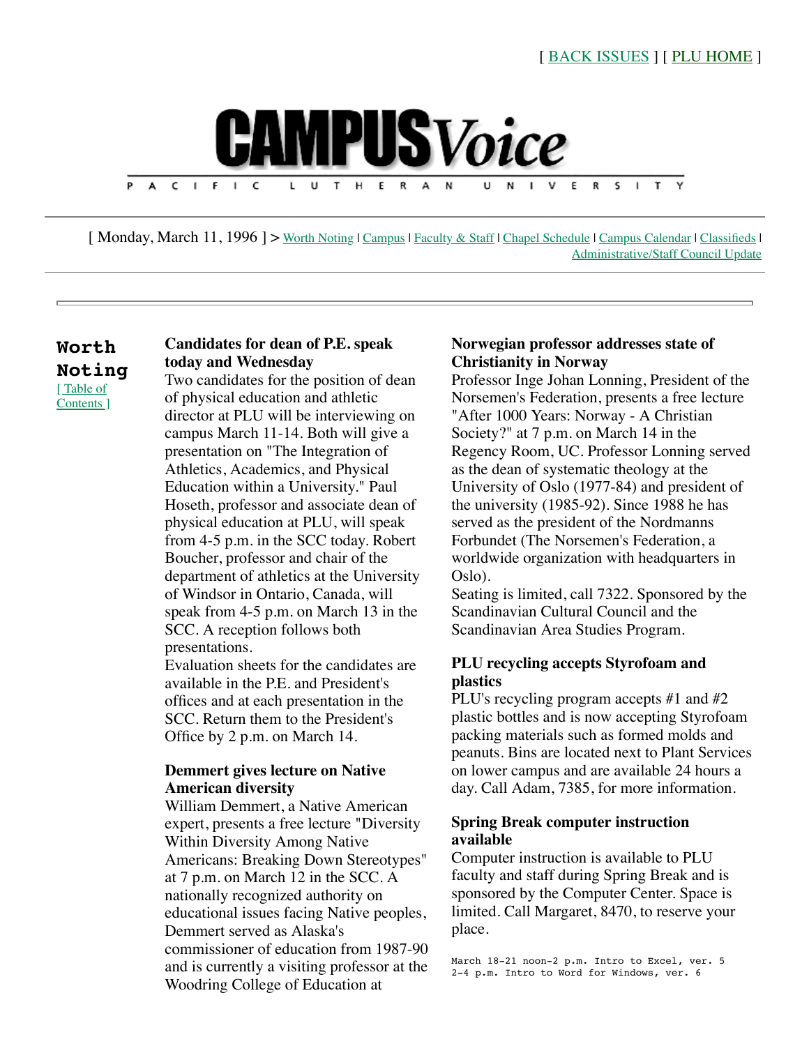[ BACK ISSUES ] [ PLU HOME ]

# CAMPUS Voice

P A C I F I C   L U T H E R A N   U N I V E R S I T Y

[ Monday, March 11, 1996 ] > Worth Noting | Campus | Faculty & Staff | Chapel Schedule | Campus Calendar | Classifieds | Administrative/Staff Council Update

## Worth Noting

[ Table of Contents ]

### Candidates for dean of P.E. speak today and Wednesday

Two candidates for the position of dean of physical education and athletic director at PLU will be interviewing on campus March 11-14. Both will give a presentation on "The Integration of Athletics, Academics, and Physical Education within a University." Paul Hoseth, professor and associate dean of physical education at PLU, will speak from 4-5 p.m. in the SCC today. Robert Boucher, professor and chair of the department of athletics at the University of Windsor in Ontario, Canada, will speak from 4-5 p.m. on March 13 in the SCC. A reception follows both presentations.

Evaluation sheets for the candidates are available in the P.E. and President's offices and at each presentation in the SCC. Return them to the President's Office by 2 p.m. on March 14.

### Demmert gives lecture on Native American diversity

William Demmert, a Native American expert, presents a free lecture "Diversity Within Diversity Among Native Americans: Breaking Down Stereotypes" at 7 p.m. on March 12 in the SCC. A nationally recognized authority on educational issues facing Native peoples, Demmert served as Alaska's commissioner of education from 1987-90 and is currently a visiting professor at the Woodring College of Education at

### Norwegian professor addresses state of Christianity in Norway

Professor Inge Johan Lonning, President of the Norsemen's Federation, presents a free lecture "After 1000 Years: Norway - A Christian Society?" at 7 p.m. on March 14 in the Regency Room, UC. Professor Lonning served as the dean of systematic theology at the University of Oslo (1977-84) and president of the university (1985-92). Since 1988 he has served as the president of the Nordmanns Forbundet (The Norsemen's Federation, a worldwide organization with headquarters in Oslo).

Seating is limited, call 7322. Sponsored by the Scandinavian Cultural Council and the Scandinavian Area Studies Program.

### PLU recycling accepts Styrofoam and plastics

PLU's recycling program accepts #1 and #2 plastic bottles and is now accepting Styrofoam packing materials such as formed molds and peanuts. Bins are located next to Plant Services on lower campus and are available 24 hours a day. Call Adam, 7385, for more information.

### Spring Break computer instruction available

Computer instruction is available to PLU faculty and staff during Spring Break and is sponsored by the Computer Center. Space is limited. Call Margaret, 8470, to reserve your place.

```
March 18-21 noon-2 p.m. Intro to Excel, ver. 5
2-4 p.m. Intro to Word for Windows, ver. 6
```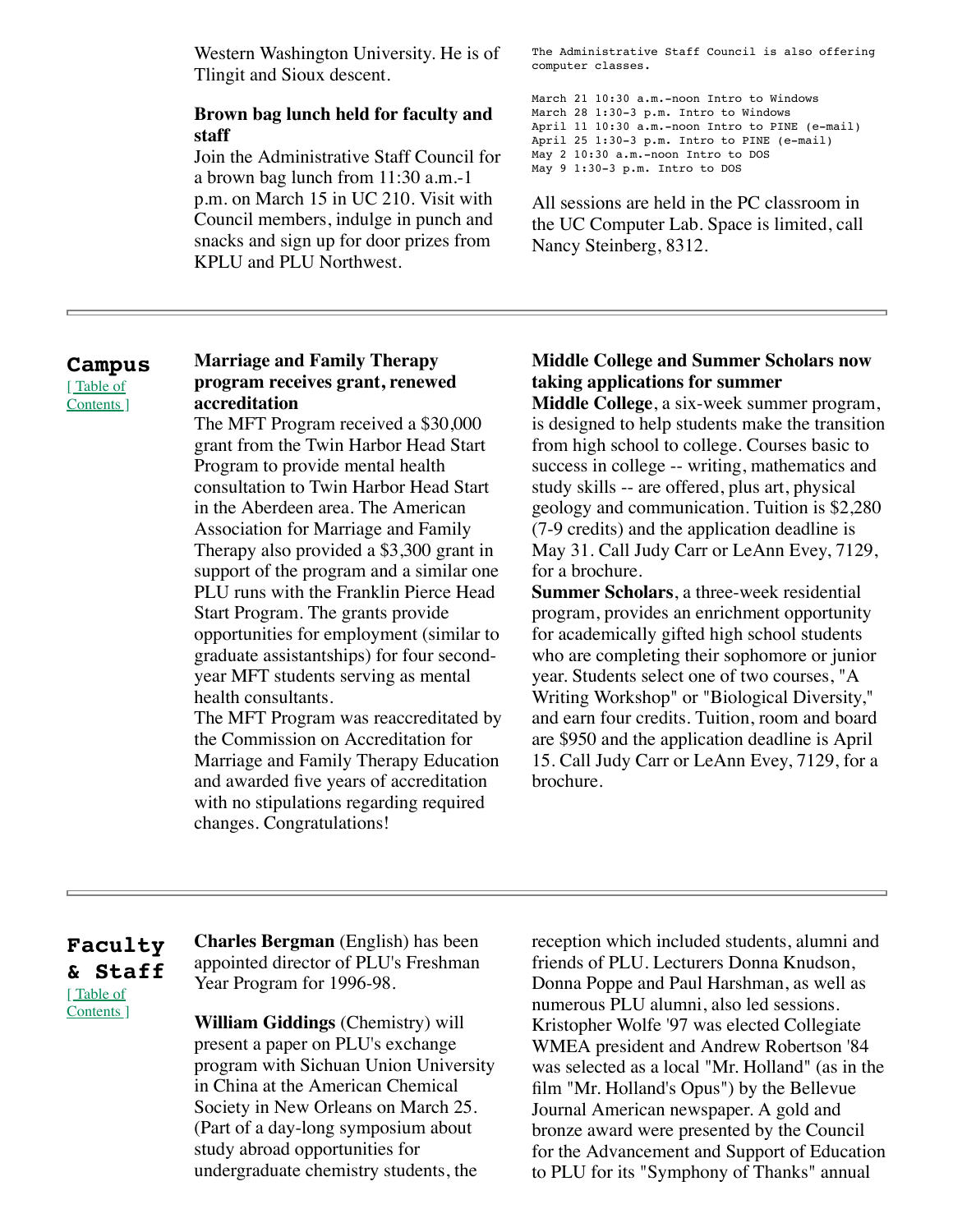Western Washington University. He is of Tlingit and Sioux descent.

**Brown bag lunch held for faculty and staff**

Join the Administrative Staff Council for a brown bag lunch from 11:30 a.m.-1 p.m. on March 15 in UC 210. Visit with Council members, indulge in punch and snacks and sign up for door prizes from KPLU and PLU Northwest.

```
The Administrative Staff Council is also offering
computer classes.

March 21 10:30 a.m.-noon Intro to Windows
March 28 1:30-3 p.m. Intro to Windows
April 11 10:30 a.m.-noon Intro to PINE (e-mail)
April 25 1:30-3 p.m. Intro to PINE (e-mail)
May 2 10:30 a.m.-noon Intro to DOS
May 9 1:30-3 p.m. Intro to DOS
```

All sessions are held in the PC classroom in the UC Computer Lab. Space is limited, call Nancy Steinberg, 8312.

---

## Campus

[ Table of Contents ]

**Marriage and Family Therapy program receives grant, renewed accreditation**

The MFT Program received a $30,000 grant from the Twin Harbor Head Start Program to provide mental health consultation to Twin Harbor Head Start in the Aberdeen area. The American Association for Marriage and Family Therapy also provided a $3,300 grant in support of the program and a similar one PLU runs with the Franklin Pierce Head Start Program. The grants provide opportunities for employment (similar to graduate assistantships) for four second-year MFT students serving as mental health consultants.

The MFT Program was reaccreditated by the Commission on Accreditation for Marriage and Family Therapy Education and awarded five years of accreditation with no stipulations regarding required changes. Congratulations!

**Middle College and Summer Scholars now taking applications for summer**

**Middle College**, a six-week summer program, is designed to help students make the transition from high school to college. Courses basic to success in college -- writing, mathematics and study skills -- are offered, plus art, physical geology and communication. Tuition is $2,280 (7-9 credits) and the application deadline is May 31. Call Judy Carr or LeAnn Evey, 7129, for a brochure.

**Summer Scholars**, a three-week residential program, provides an enrichment opportunity for academically gifted high school students who are completing their sophomore or junior year. Students select one of two courses, "A Writing Workshop" or "Biological Diversity," and earn four credits. Tuition, room and board are $950 and the application deadline is April 15. Call Judy Carr or LeAnn Evey, 7129, for a brochure.

---

## Faculty & Staff

[ Table of Contents ]

**Charles Bergman** (English) has been appointed director of PLU's Freshman Year Program for 1996-98.

**William Giddings** (Chemistry) will present a paper on PLU's exchange program with Sichuan Union University in China at the American Chemical Society in New Orleans on March 25. (Part of a day-long symposium about study abroad opportunities for undergraduate chemistry students, the

reception which included students, alumni and friends of PLU. Lecturers Donna Knudson, Donna Poppe and Paul Harshman, as well as numerous PLU alumni, also led sessions. Kristopher Wolfe '97 was elected Collegiate WMEA president and Andrew Robertson '84 was selected as a local "Mr. Holland" (as in the film "Mr. Holland's Opus") by the Bellevue Journal American newspaper. A gold and bronze award were presented by the Council for the Advancement and Support of Education to PLU for its "Symphony of Thanks" annual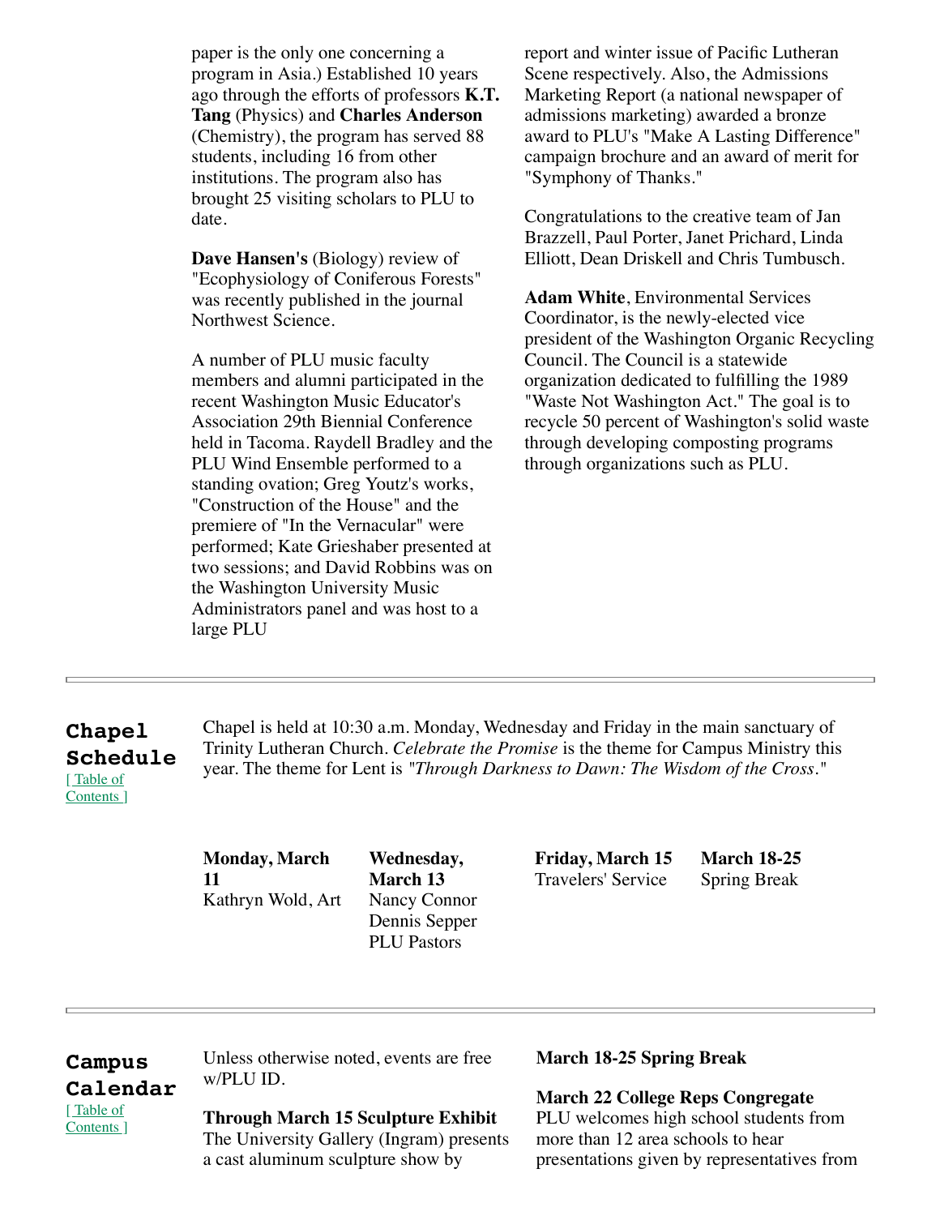paper is the only one concerning a program in Asia.) Established 10 years ago through the efforts of professors **K.T. Tang** (Physics) and **Charles Anderson** (Chemistry), the program has served 88 students, including 16 from other institutions. The program also has brought 25 visiting scholars to PLU to date.

**Dave Hansen's** (Biology) review of "Ecophysiology of Coniferous Forests" was recently published in the journal Northwest Science.

A number of PLU music faculty members and alumni participated in the recent Washington Music Educator's Association 29th Biennial Conference held in Tacoma. Raydell Bradley and the PLU Wind Ensemble performed to a standing ovation; Greg Youtz's works, "Construction of the House" and the premiere of "In the Vernacular" were performed; Kate Grieshaber presented at two sessions; and David Robbins was on the Washington University Music Administrators panel and was host to a large PLU

report and winter issue of Pacific Lutheran Scene respectively. Also, the Admissions Marketing Report (a national newspaper of admissions marketing) awarded a bronze award to PLU's "Make A Lasting Difference" campaign brochure and an award of merit for "Symphony of Thanks."

Congratulations to the creative team of Jan Brazzell, Paul Porter, Janet Prichard, Linda Elliott, Dean Driskell and Chris Tumbusch.

**Adam White**, Environmental Services Coordinator, is the newly-elected vice president of the Washington Organic Recycling Council. The Council is a statewide organization dedicated to fulfilling the 1989 "Waste Not Washington Act." The goal is to recycle 50 percent of Washington's solid waste through developing composting programs through organizations such as PLU.

---

## Chapel Schedule

[ Table of Contents ]

Chapel is held at 10:30 a.m. Monday, Wednesday and Friday in the main sanctuary of Trinity Lutheran Church. *Celebrate the Promise* is the theme for Campus Ministry this year. The theme for Lent is *"Through Darkness to Dawn: The Wisdom of the Cross*."

**Monday, March 11**
Kathryn Wold, Art

**Wednesday, March 13**
Nancy Connor
Dennis Sepper
PLU Pastors

**Friday, March 15**
Travelers' Service

**March 18-25**
Spring Break

---

## Campus Calendar

[ Table of Contents ]

Unless otherwise noted, events are free w/PLU ID.

**Through March 15 Sculpture Exhibit**
The University Gallery (Ingram) presents a cast aluminum sculpture show by

**March 18-25 Spring Break**

**March 22 College Reps Congregate**
PLU welcomes high school students from more than 12 area schools to hear presentations given by representatives from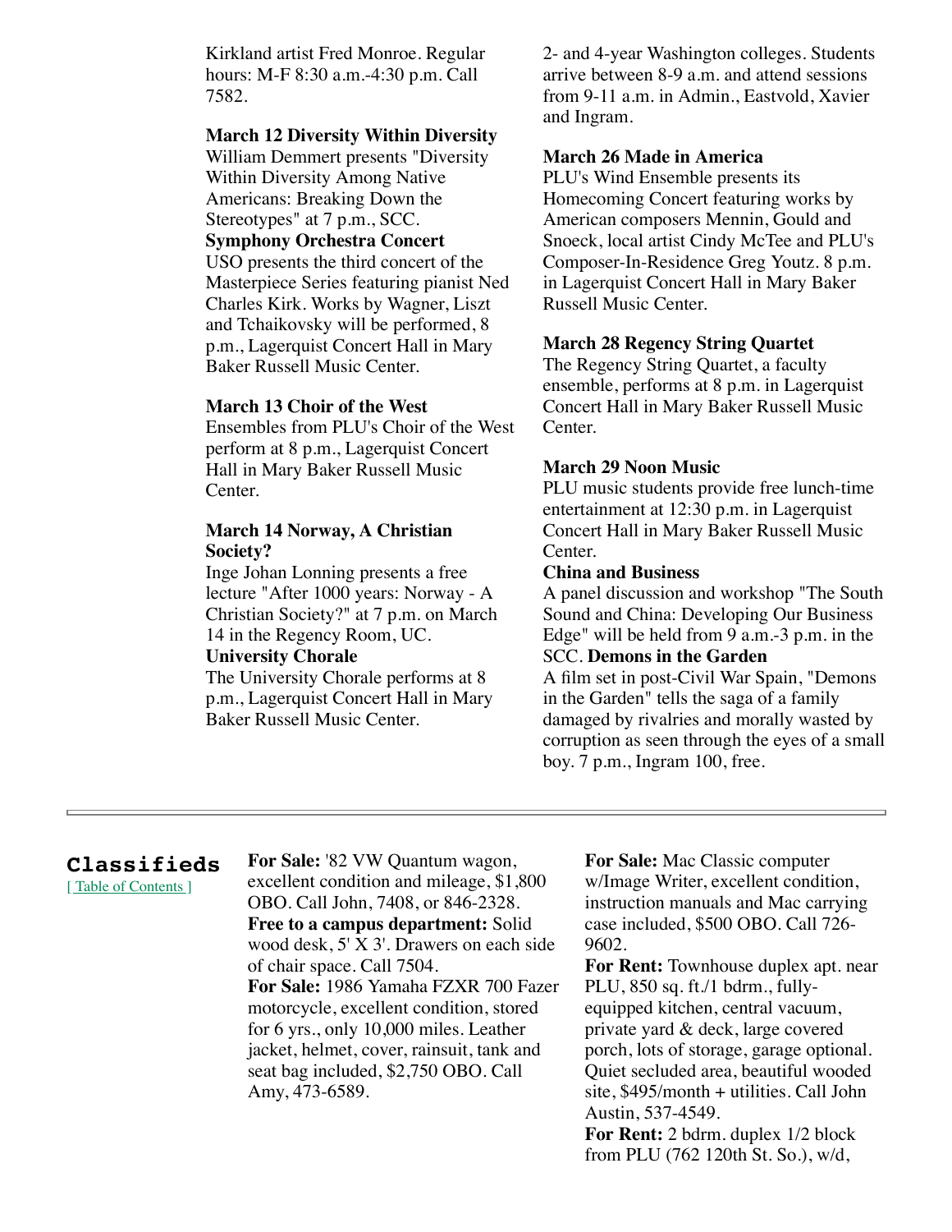Kirkland artist Fred Monroe. Regular hours: M-F 8:30 a.m.-4:30 p.m. Call 7582.

**March 12 Diversity Within Diversity**
William Demmert presents "Diversity Within Diversity Among Native Americans: Breaking Down the Stereotypes" at 7 p.m., SCC.

**Symphony Orchestra Concert**
USO presents the third concert of the Masterpiece Series featuring pianist Ned Charles Kirk. Works by Wagner, Liszt and Tchaikovsky will be performed, 8 p.m., Lagerquist Concert Hall in Mary Baker Russell Music Center.

**March 13 Choir of the West**
Ensembles from PLU's Choir of the West perform at 8 p.m., Lagerquist Concert Hall in Mary Baker Russell Music Center.

**March 14 Norway, A Christian Society?**
Inge Johan Lonning presents a free lecture "After 1000 years: Norway - A Christian Society?" at 7 p.m. on March 14 in the Regency Room, UC.

**University Chorale**
The University Chorale performs at 8 p.m., Lagerquist Concert Hall in Mary Baker Russell Music Center.

2- and 4-year Washington colleges. Students arrive between 8-9 a.m. and attend sessions from 9-11 a.m. in Admin., Eastvold, Xavier and Ingram.

**March 26 Made in America**
PLU's Wind Ensemble presents its Homecoming Concert featuring works by American composers Mennin, Gould and Snoeck, local artist Cindy McTee and PLU's Composer-In-Residence Greg Youtz. 8 p.m. in Lagerquist Concert Hall in Mary Baker Russell Music Center.

**March 28 Regency String Quartet**
The Regency String Quartet, a faculty ensemble, performs at 8 p.m. in Lagerquist Concert Hall in Mary Baker Russell Music Center.

**March 29 Noon Music**
PLU music students provide free lunch-time entertainment at 12:30 p.m. in Lagerquist Concert Hall in Mary Baker Russell Music Center.

**China and Business**
A panel discussion and workshop "The South Sound and China: Developing Our Business Edge" will be held from 9 a.m.-3 p.m. in the SCC.

**Demons in the Garden**
A film set in post-Civil War Spain, "Demons in the Garden" tells the saga of a family damaged by rivalries and morally wasted by corruption as seen through the eyes of a small boy. 7 p.m., Ingram 100, free.

---

## Classifieds

[ Table of Contents ]

**For Sale:** '82 VW Quantum wagon, excellent condition and mileage, $1,800 OBO. Call John, 7408, or 846-2328.

**Free to a campus department:** Solid wood desk, 5' X 3'. Drawers on each side of chair space. Call 7504.

**For Sale:** 1986 Yamaha FZXR 700 Fazer motorcycle, excellent condition, stored for 6 yrs., only 10,000 miles. Leather jacket, helmet, cover, rainsuit, tank and seat bag included, $2,750 OBO. Call Amy, 473-6589.

**For Sale:** Mac Classic computer w/Image Writer, excellent condition, instruction manuals and Mac carrying case included, $500 OBO. Call 726-9602.

**For Rent:** Townhouse duplex apt. near PLU, 850 sq. ft./1 bdrm., fully-equipped kitchen, central vacuum, private yard & deck, large covered porch, lots of storage, garage optional. Quiet secluded area, beautiful wooded site, $495/month + utilities. Call John Austin, 537-4549.

**For Rent:** 2 bdrm. duplex 1/2 block from PLU (762 120th St. So.), w/d,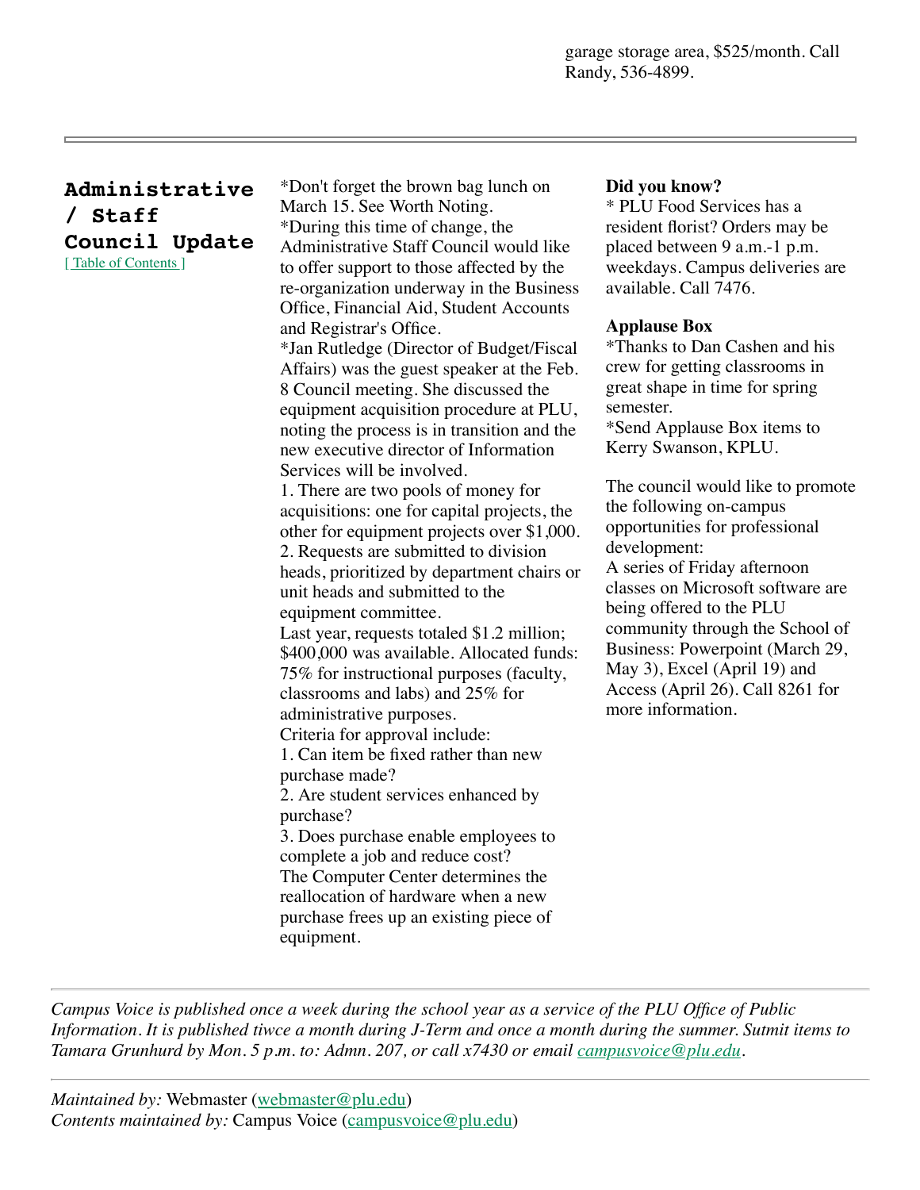garage storage area, $525/month. Call Randy, 536-4899.

---

## Administrative / Staff Council Update

[ Table of Contents ]

*Don't forget the brown bag lunch on March 15. See Worth Noting.
*During this time of change, the Administrative Staff Council would like to offer support to those affected by the re-organization underway in the Business Office, Financial Aid, Student Accounts and Registrar's Office.
*Jan Rutledge (Director of Budget/Fiscal Affairs) was the guest speaker at the Feb. 8 Council meeting. She discussed the equipment acquisition procedure at PLU, noting the process is in transition and the new executive director of Information Services will be involved.
1. There are two pools of money for acquisitions: one for capital projects, the other for equipment projects over $1,000.
2. Requests are submitted to division heads, prioritized by department chairs or unit heads and submitted to the equipment committee.
Last year, requests totaled $1.2 million; $400,000 was available. Allocated funds: 75% for instructional purposes (faculty, classrooms and labs) and 25% for administrative purposes.
Criteria for approval include:
1. Can item be fixed rather than new purchase made?
2. Are student services enhanced by purchase?
3. Does purchase enable employees to complete a job and reduce cost?
The Computer Center determines the reallocation of hardware when a new purchase frees up an existing piece of equipment.

**Did you know?**
* PLU Food Services has a resident florist? Orders may be placed between 9 a.m.-1 p.m. weekdays. Campus deliveries are available. Call 7476.

**Applause Box**
*Thanks to Dan Cashen and his crew for getting classrooms in great shape in time for spring semester.
*Send Applause Box items to Kerry Swanson, KPLU.

The council would like to promote the following on-campus opportunities for professional development:
A series of Friday afternoon classes on Microsoft software are being offered to the PLU community through the School of Business: Powerpoint (March 29, May 3), Excel (April 19) and Access (April 26). Call 8261 for more information.

---

*Campus Voice is published once a week during the school year as a service of the PLU Office of Public Information. It is published tiwce a month during J-Term and once a month during the summer. Sutmit items to Tamara Grunhurd by Mon. 5 p.m. to: Admn. 207, or call x7430 or email campusvoice@plu.edu.*

---

*Maintained by:* Webmaster (webmaster@plu.edu)
*Contents maintained by:* Campus Voice (campusvoice@plu.edu)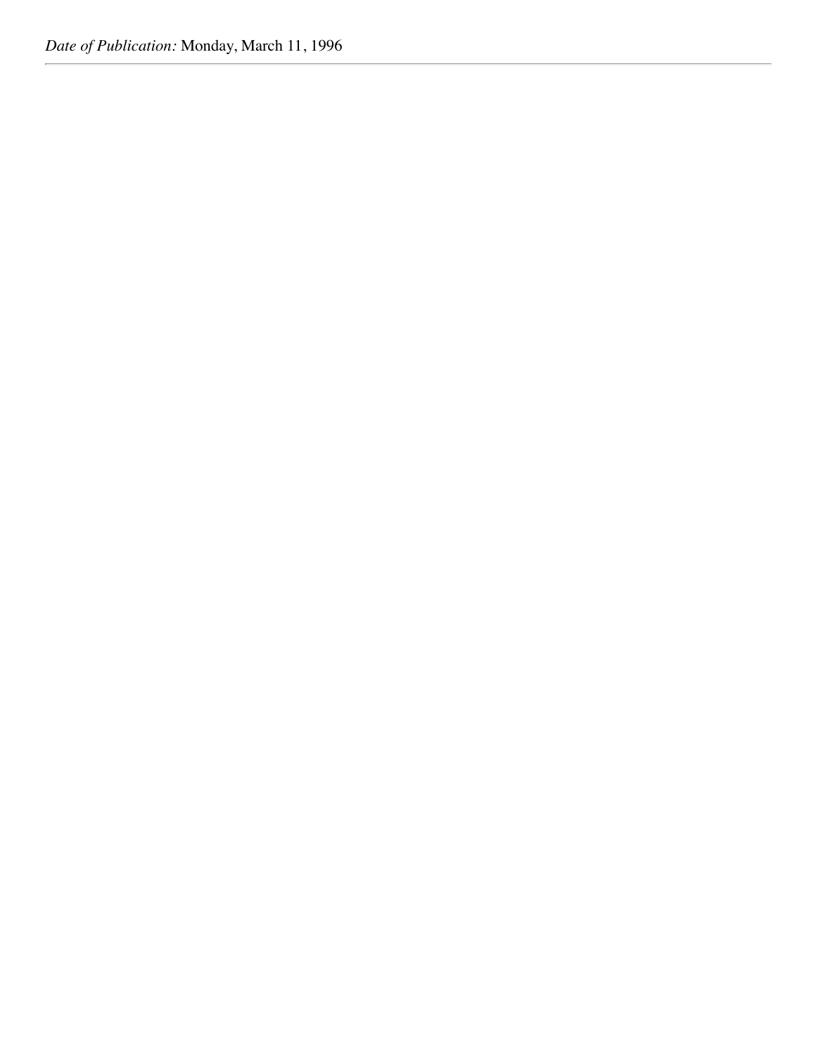*Date of Publication:* Monday, March 11, 1996

---